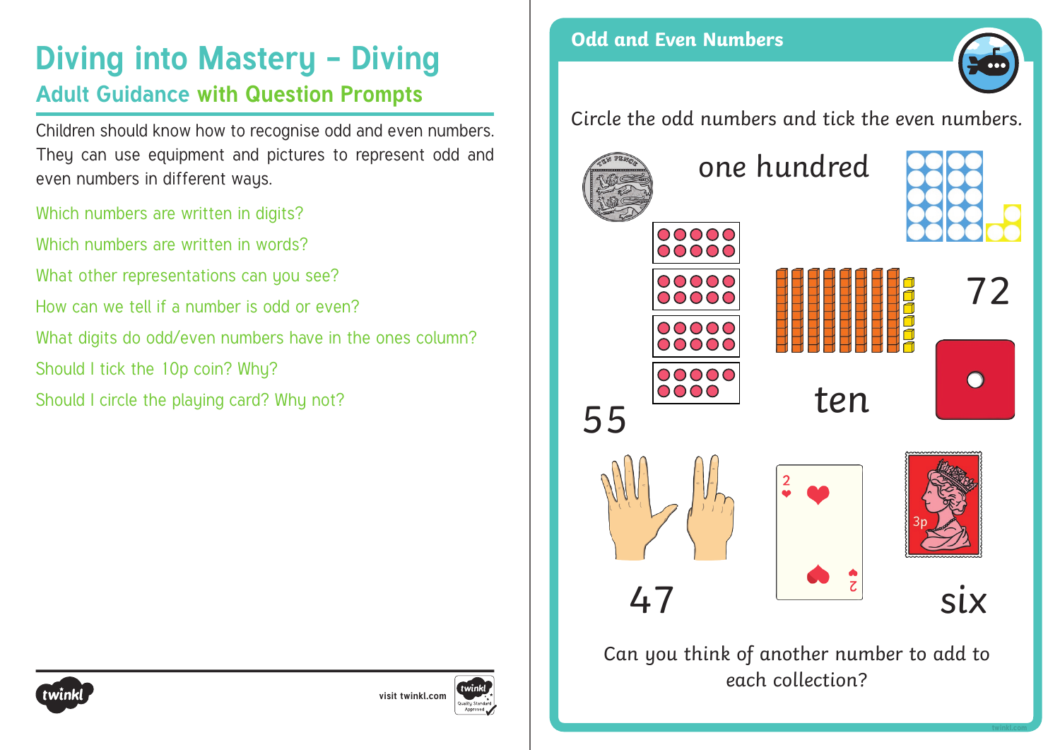# Diving into Mastery – Diving

## Adult Guidance with Question Prompts

Children should know how to recognise odd and even numbers. They can use equipment and pictures to represent odd and even numbers in different ways.

Which numbers are written in digits?

Which numbers are written in words?

What other representations can you see?

How can we tell if a number is odd or even?

What digits do odd/even numbers have in the ones column?

Should I tick the 10p coin? Why?

Should I circle the playing card? Why not?

## Odd and Even Numbers

Circle the odd numbers and tick the even numbers.

one hundred

72

ten

55

47

six

3p

Can you think of another number to add to each collection?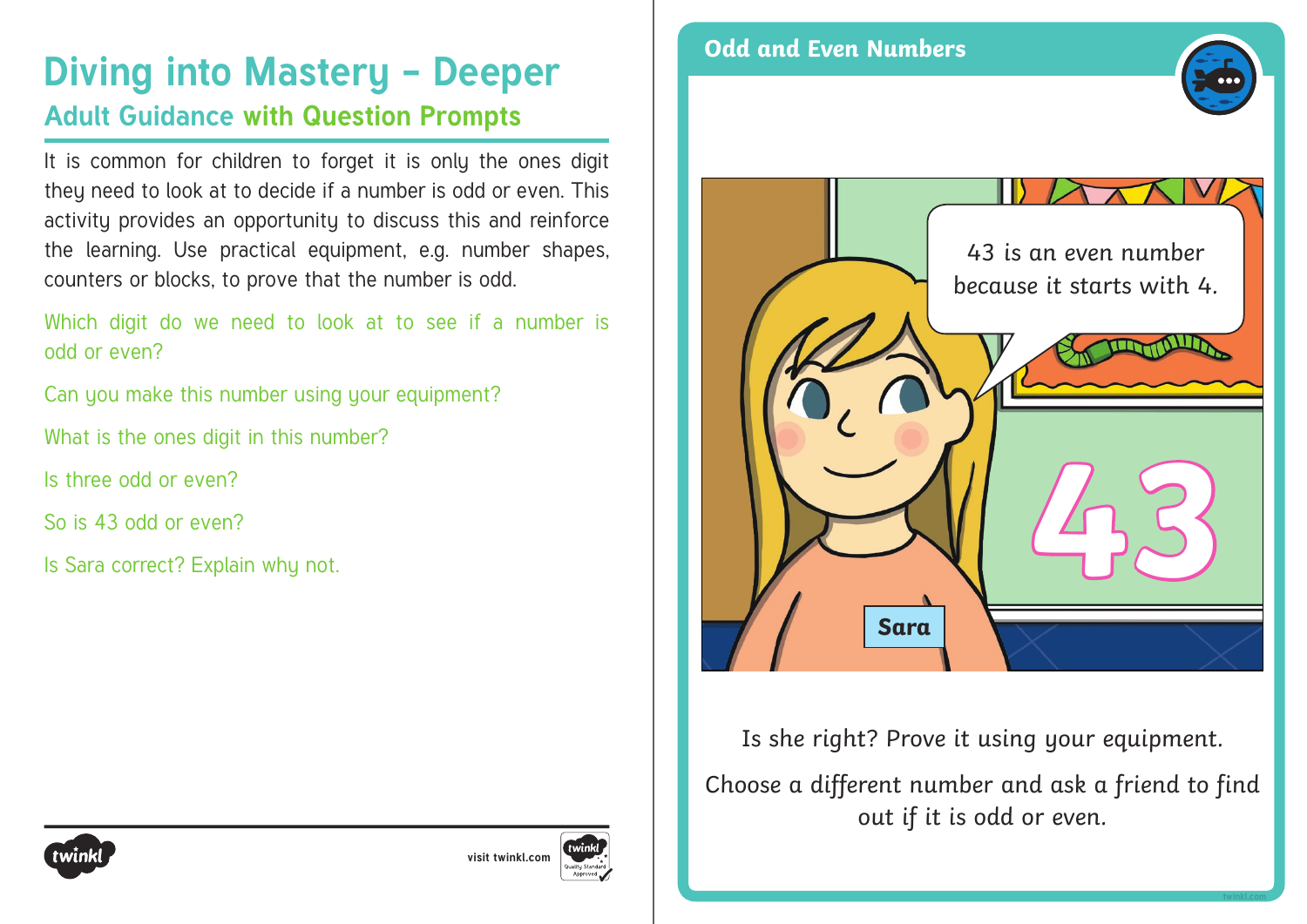# Diving into Mastery – Deeper

## Adult Guidance with Question Prompts

It is common for children to forget it is only the ones digit they need to look at to decide if a number is odd or even. This activity provides an opportunity to discuss this and reinforce the learning. Use practical equipment, e.g. number shapes, counters or blocks, to prove that the number is odd.

Which digit do we need to look at to see if a number is odd or even?

Can you make this number using your equipment?

What is the ones digit in this number?

Is three odd or even?

So is 43 odd or even?

Is Sara correct? Explain why not.

## Odd and Even Numbers

43 is an even number because it starts with 4.

43

Sara

Is she right? Prove it using your equipment.

Choose a different number and ask a friend to find out if it is odd or even.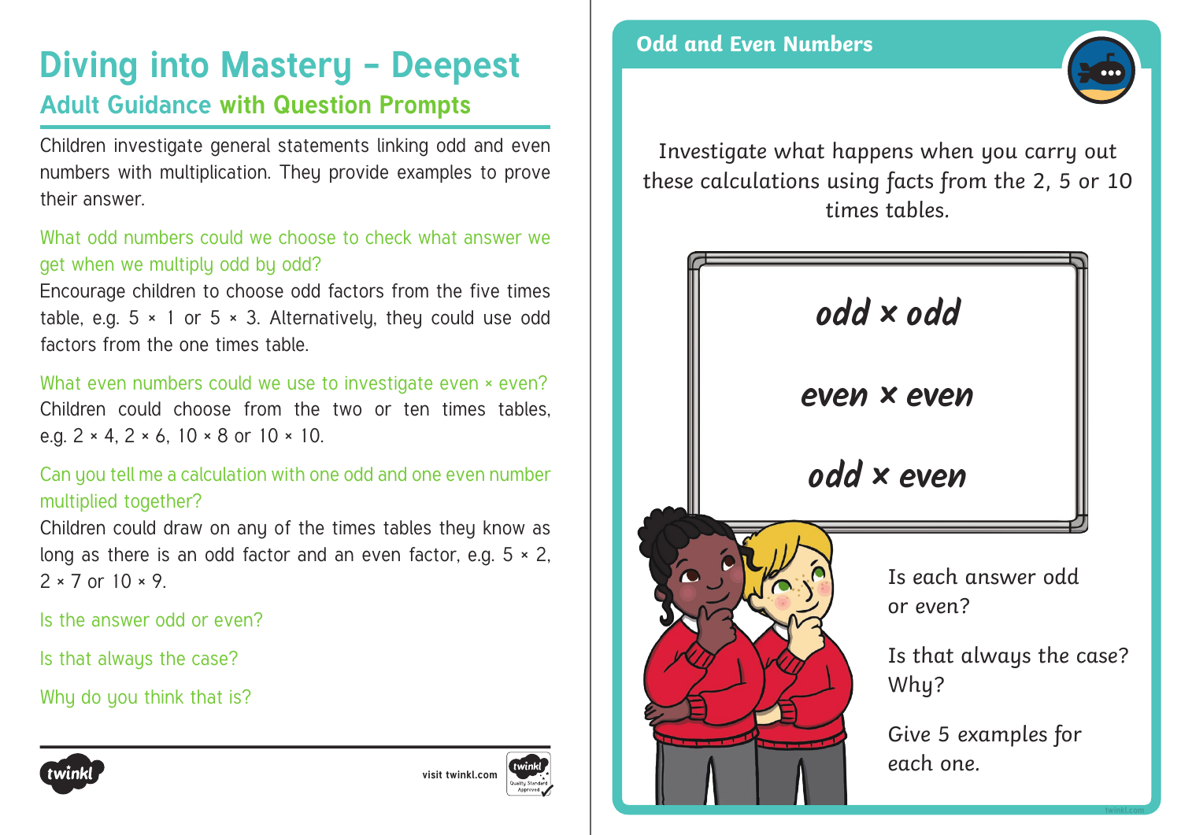# Diving into Mastery – Deepest

## Adult Guidance with Question Prompts

Children investigate general statements linking odd and even numbers with multiplication. They provide examples to prove their answer.

What odd numbers could we choose to check what answer we get when we multiply odd by odd?

Encourage children to choose odd factors from the five times table, e.g. 5 × 1 or 5 × 3. Alternatively, they could use odd factors from the one times table.

What even numbers could we use to investigate even × even?

Children could choose from the two or ten times tables, e.g. 2 × 4, 2 × 6, 10 × 8 or 10 × 10.

Can you tell me a calculation with one odd and one even number multiplied together?

Children could draw on any of the times tables they know as long as there is an odd factor and an even factor, e.g. 5 × 2, 2 × 7 or 10 × 9.

Is the answer odd or even?

Is that always the case?

Why do you think that is?

## Odd and Even Numbers

Investigate what happens when you carry out these calculations using facts from the 2, 5 or 10 times tables.

**odd × odd**

**even × even**

**odd × even**

Is each answer odd or even?

Is that always the case? Why?

Give 5 examples for each one.